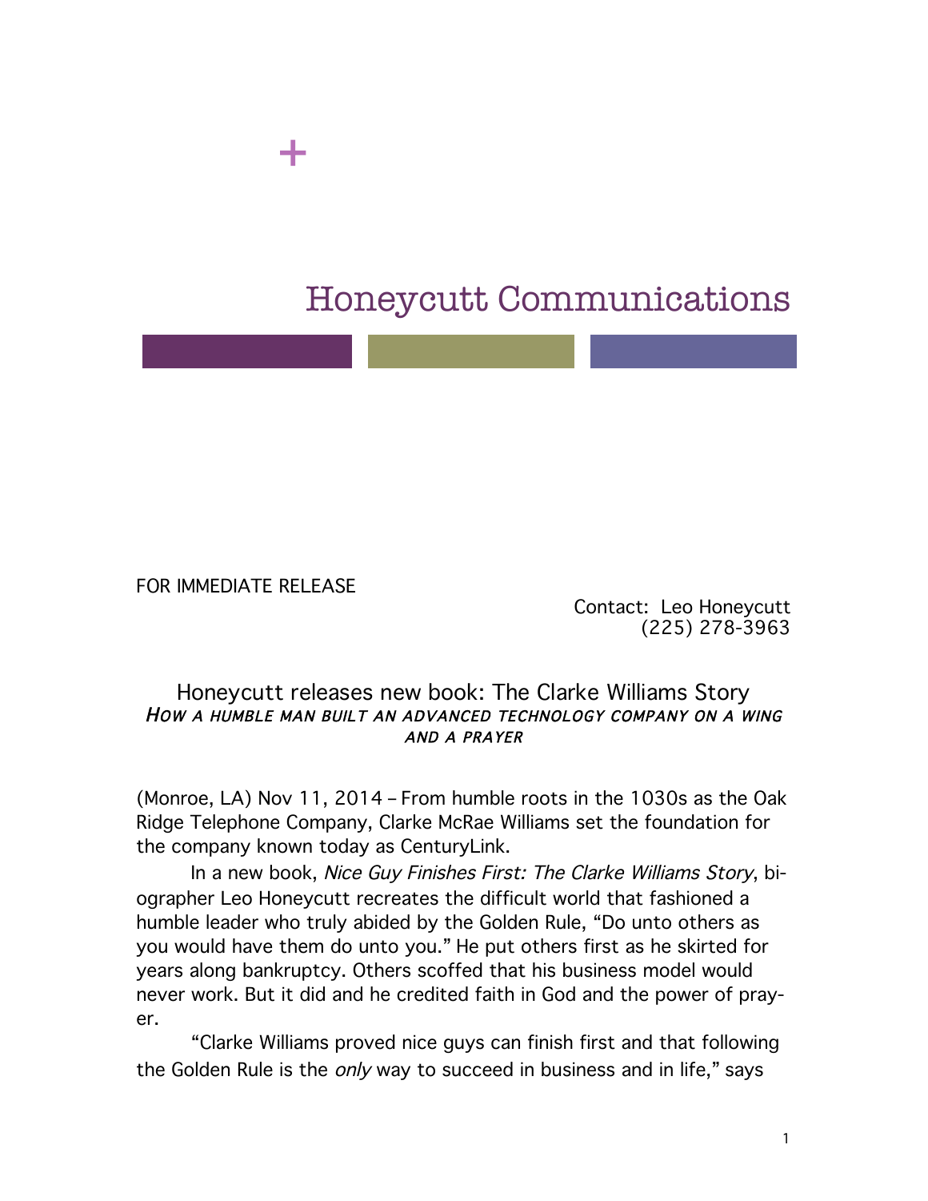# Honeycutt Communications

FOR IMMEDIATE RELEASE

Contact: Leo Honeycutt
(225) 278-3963

## Honeycutt releases new book: The Clarke Williams Story

*HOW A HUMBLE MAN BUILT AN ADVANCED TECHNOLOGY COMPANY ON A WING AND A PRAYER*

(Monroe, LA) Nov 11, 2014 – From humble roots in the 1030s as the Oak Ridge Telephone Company, Clarke McRae Williams set the foundation for the company known today as CenturyLink.

In a new book, *Nice Guy Finishes First: The Clarke Williams Story*, biographer Leo Honeycutt recreates the difficult world that fashioned a humble leader who truly abided by the Golden Rule, "Do unto others as you would have them do unto you." He put others first as he skirted for years along bankruptcy. Others scoffed that his business model would never work. But it did and he credited faith in God and the power of prayer.

"Clarke Williams proved nice guys can finish first and that following the Golden Rule is the *only* way to succeed in business and in life," says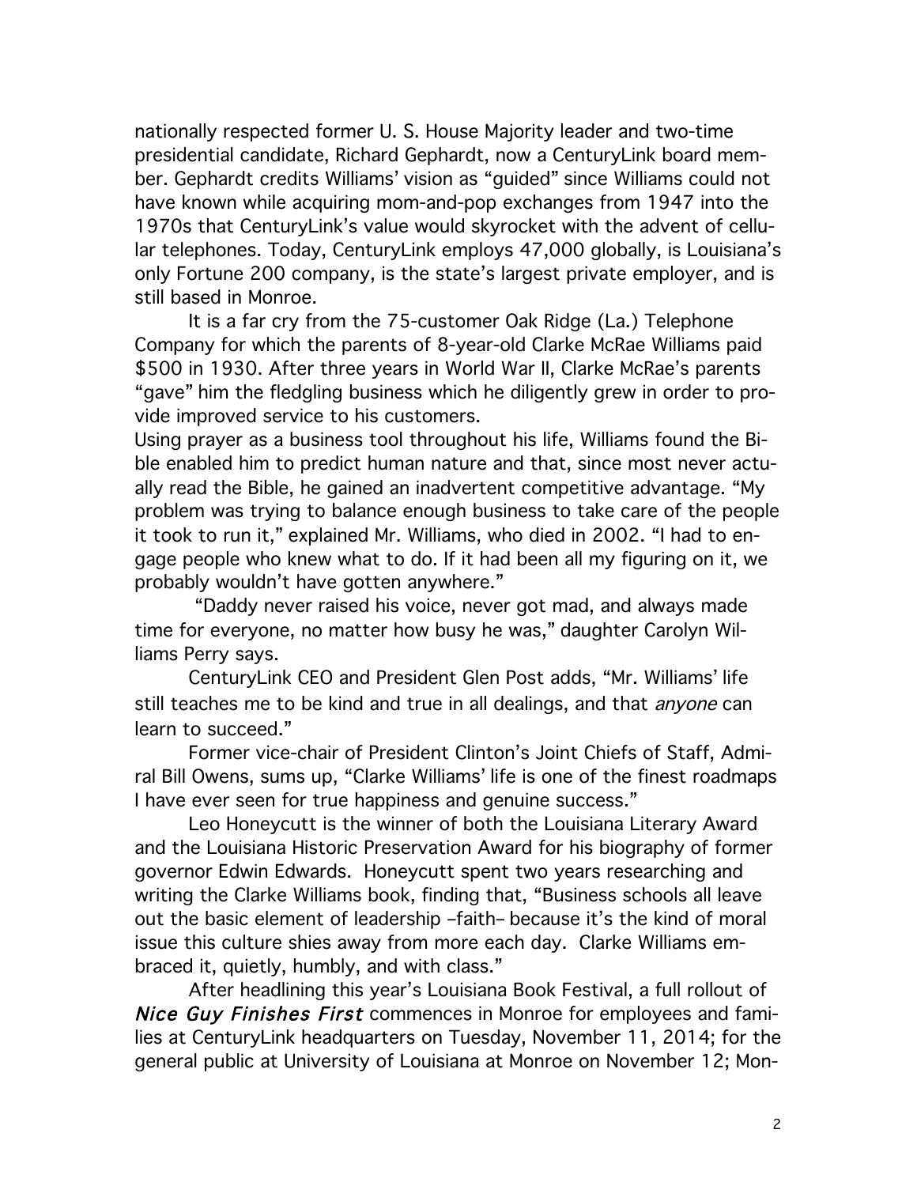nationally respected former U. S. House Majority leader and two-time presidential candidate, Richard Gephardt, now a CenturyLink board member. Gephardt credits Williams' vision as "guided" since Williams could not have known while acquiring mom-and-pop exchanges from 1947 into the 1970s that CenturyLink's value would skyrocket with the advent of cellular telephones. Today, CenturyLink employs 47,000 globally, is Louisiana's only Fortune 200 company, is the state's largest private employer, and is still based in Monroe.

It is a far cry from the 75-customer Oak Ridge (La.) Telephone Company for which the parents of 8-year-old Clarke McRae Williams paid $500 in 1930. After three years in World War II, Clarke McRae's parents "gave" him the fledgling business which he diligently grew in order to provide improved service to his customers.

Using prayer as a business tool throughout his life, Williams found the Bible enabled him to predict human nature and that, since most never actually read the Bible, he gained an inadvertent competitive advantage. "My problem was trying to balance enough business to take care of the people it took to run it," explained Mr. Williams, who died in 2002. "I had to engage people who knew what to do. If it had been all my figuring on it, we probably wouldn't have gotten anywhere."

"Daddy never raised his voice, never got mad, and always made time for everyone, no matter how busy he was," daughter Carolyn Williams Perry says.

CenturyLink CEO and President Glen Post adds, "Mr. Williams' life still teaches me to be kind and true in all dealings, and that *anyone* can learn to succeed."

Former vice-chair of President Clinton's Joint Chiefs of Staff, Admiral Bill Owens, sums up, "Clarke Williams' life is one of the finest roadmaps I have ever seen for true happiness and genuine success."

Leo Honeycutt is the winner of both the Louisiana Literary Award and the Louisiana Historic Preservation Award for his biography of former governor Edwin Edwards. Honeycutt spent two years researching and writing the Clarke Williams book, finding that, "Business schools all leave out the basic element of leadership –faith– because it's the kind of moral issue this culture shies away from more each day. Clarke Williams embraced it, quietly, humbly, and with class."

After headlining this year's Louisiana Book Festival, a full rollout of ***Nice Guy Finishes First*** commences in Monroe for employees and families at CenturyLink headquarters on Tuesday, November 11, 2014; for the general public at University of Louisiana at Monroe on November 12; Mon-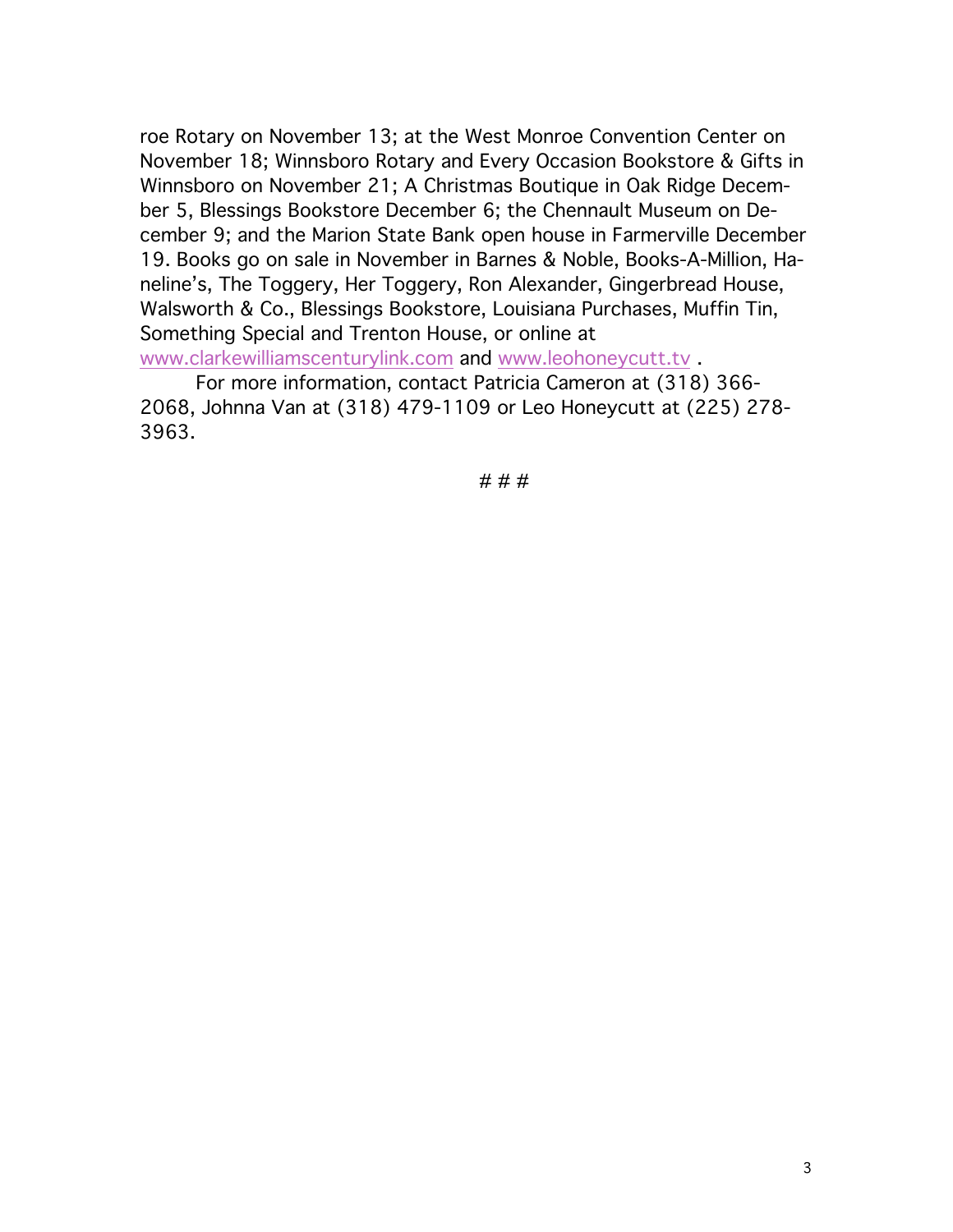roe Rotary on November 13; at the West Monroe Convention Center on November 18; Winnsboro Rotary and Every Occasion Bookstore & Gifts in Winnsboro on November 21; A Christmas Boutique in Oak Ridge December 5, Blessings Bookstore December 6; the Chennault Museum on December 9; and the Marion State Bank open house in Farmerville December 19. Books go on sale in November in Barnes & Noble, Books-A-Million, Haneline's, The Toggery, Her Toggery, Ron Alexander, Gingerbread House, Walsworth & Co., Blessings Bookstore, Louisiana Purchases, Muffin Tin, Something Special and Trenton House, or online at www.clarkewilliamscenturylink.com and www.leohoneycutt.tv .

For more information, contact Patricia Cameron at (318) 366-2068, Johnna Van at (318) 479-1109 or Leo Honeycutt at (225) 278-3963.

# # #